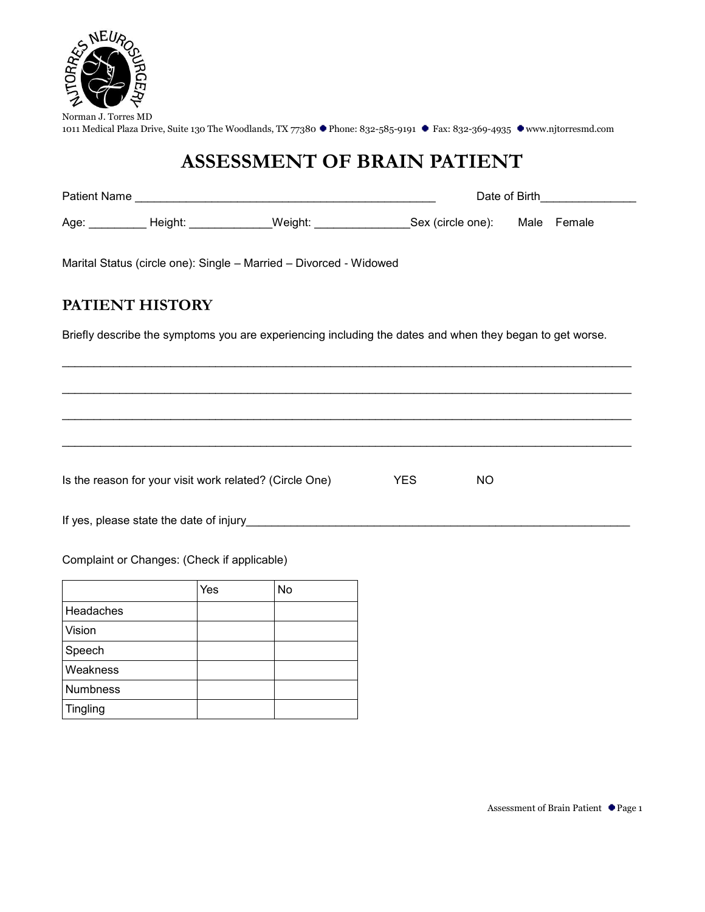NJTORRES NEUROSURGERY

Norman J. Torres MD
1011 Medical Plaza Drive, Suite 130 The Woodlands, TX 77380 • Phone: 832-585-9191 • Fax: 832-369-4935 • www.njtorresmd.com

# ASSESSMENT OF BRAIN PATIENT

Patient Name ______________________________________________ Date of Birth______________

Age: ________ Height: ____________Weight: ______________Sex (circle one): Male Female

Marital Status (circle one): Single – Married – Divorced - Widowed

## PATIENT HISTORY

Briefly describe the symptoms you are experiencing including the dates and when they began to get worse.

_____________________________________________________________________________________

_____________________________________________________________________________________

_____________________________________________________________________________________

_____________________________________________________________________________________

Is the reason for your visit work related? (Circle One) YES NO

If yes, please state the date of injury___________________________________________________________

Complaint or Changes: (Check if applicable)

| | Yes | No |
|---|---|---|
| Headaches | | |
| Vision | | |
| Speech | | |
| Weakness | | |
| Numbness | | |
| Tingling | | |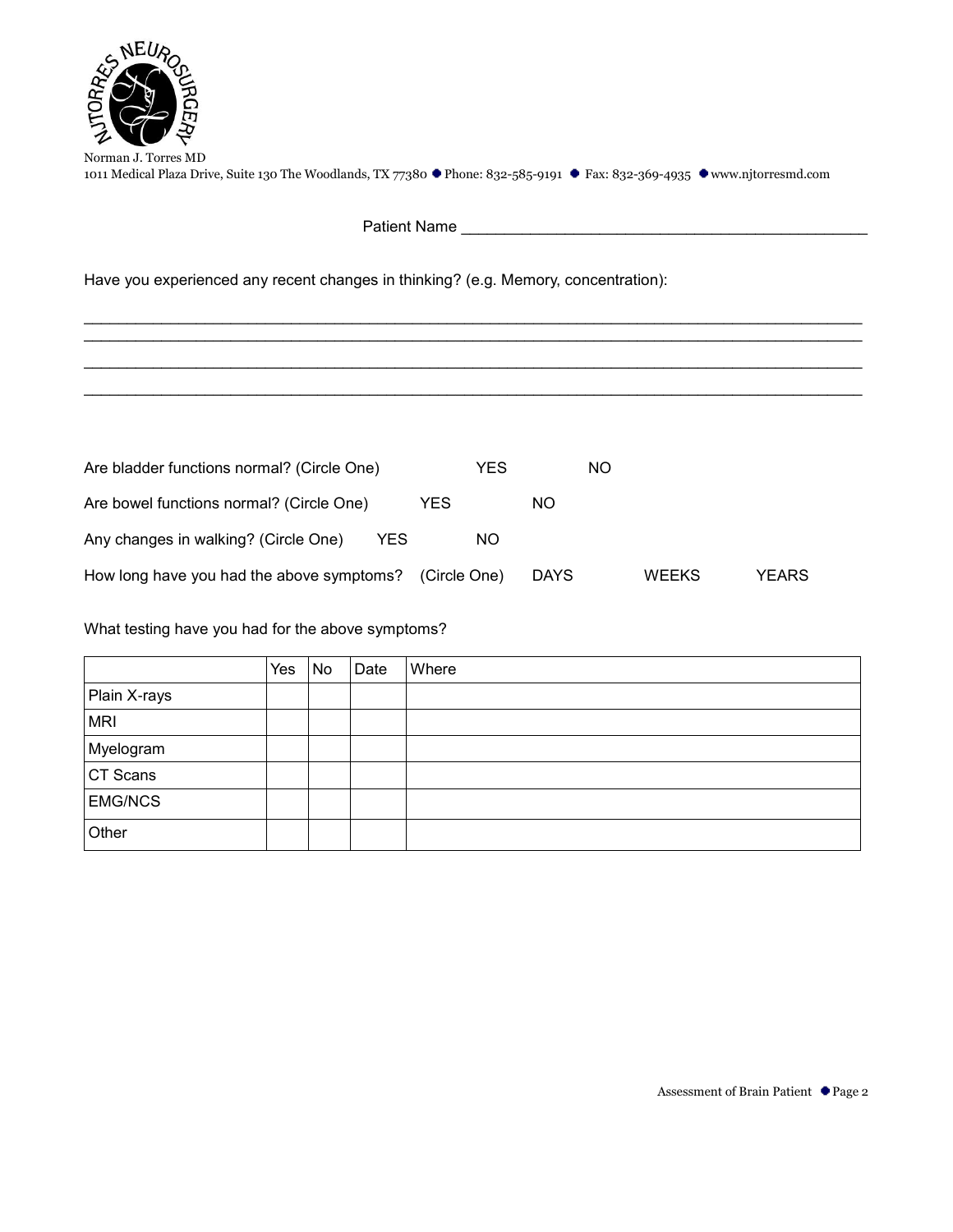Norman J. Torres MD
1011 Medical Plaza Drive, Suite 130 The Woodlands, TX 77380 ● Phone: 832-585-9191 ● Fax: 832-369-4935 ● www.njtorresmd.com

Patient Name _______________________________________________

Have you experienced any recent changes in thinking? (e.g. Memory, concentration):

_____________________________________________________________________________________
_____________________________________________________________________________________
_____________________________________________________________________________________
_____________________________________________________________________________________

Are bladder functions normal? (Circle One) YES NO

Are bowel functions normal? (Circle One) YES NO

Any changes in walking? (Circle One) YES NO

How long have you had the above symptoms? (Circle One) DAYS WEEKS YEARS

What testing have you had for the above symptoms?

| | Yes | No | Date | Where |
|---|---|---|---|---|
| Plain X-rays | | | | |
| MRI | | | | |
| Myelogram | | | | |
| CT Scans | | | | |
| EMG/NCS | | | | |
| Other | | | | |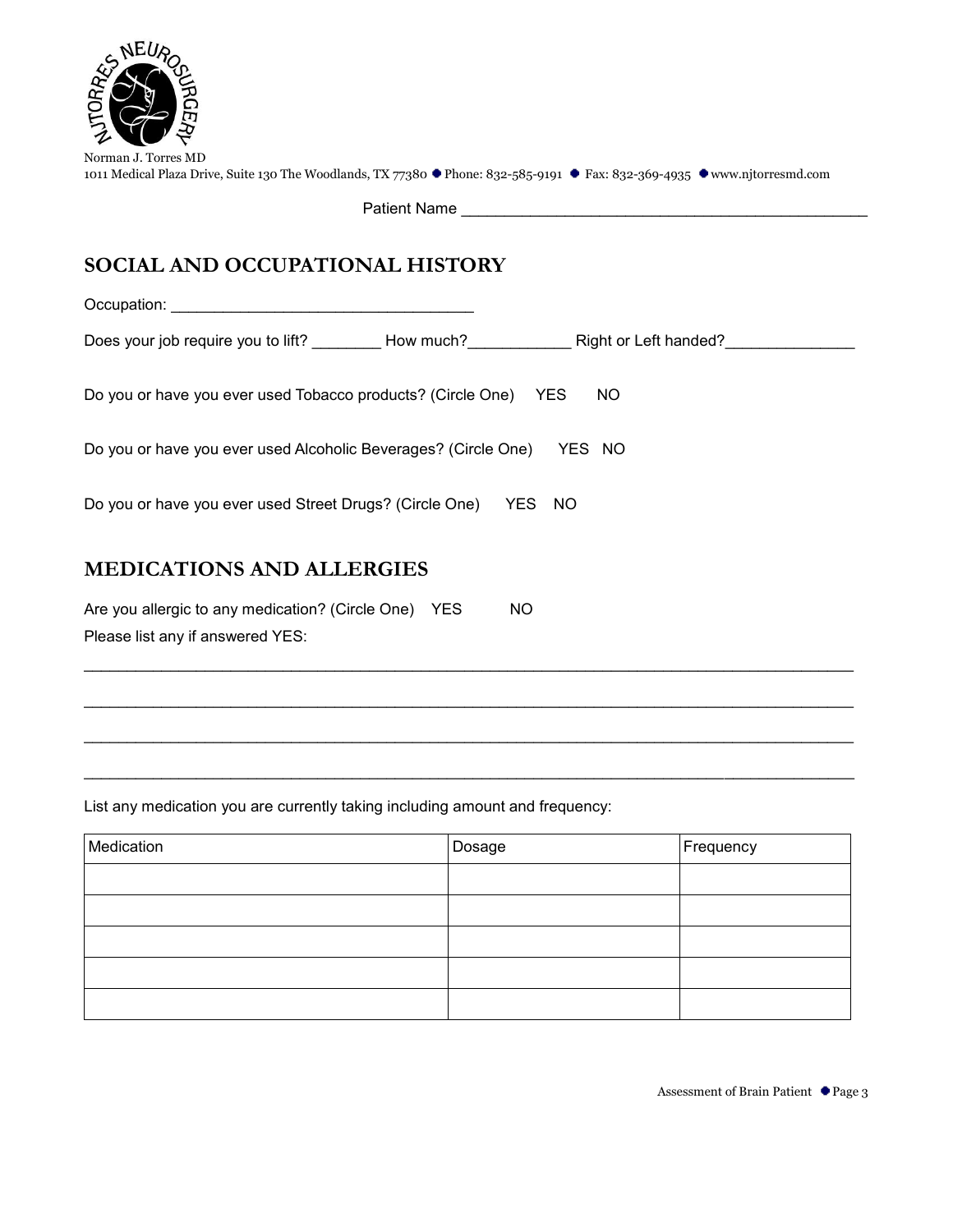Norman J. Torres MD
1011 Medical Plaza Drive, Suite 130 The Woodlands, TX 77380 • Phone: 832-585-9191 • Fax: 832-369-4935 • www.njtorresmd.com

Patient Name _______________________________________________

## SOCIAL AND OCCUPATIONAL HISTORY

Occupation: _________________________________

Does your job require you to lift? ________ How much?___________ Right or Left handed?______________

Do you or have you ever used Tobacco products? (Circle One) YES NO

Do you or have you ever used Alcoholic Beverages? (Circle One) YES NO

Do you or have you ever used Street Drugs? (Circle One) YES NO

## MEDICATIONS AND ALLERGIES

Are you allergic to any medication? (Circle One) YES NO

Please list any if answered YES:

______________________________________________________________________________________

______________________________________________________________________________________

______________________________________________________________________________________

______________________________________________________________________________________

List any medication you are currently taking including amount and frequency:

| Medication | Dosage | Frequency |
|---|---|---|
| | | |
| | | |
| | | |
| | | |
| | | |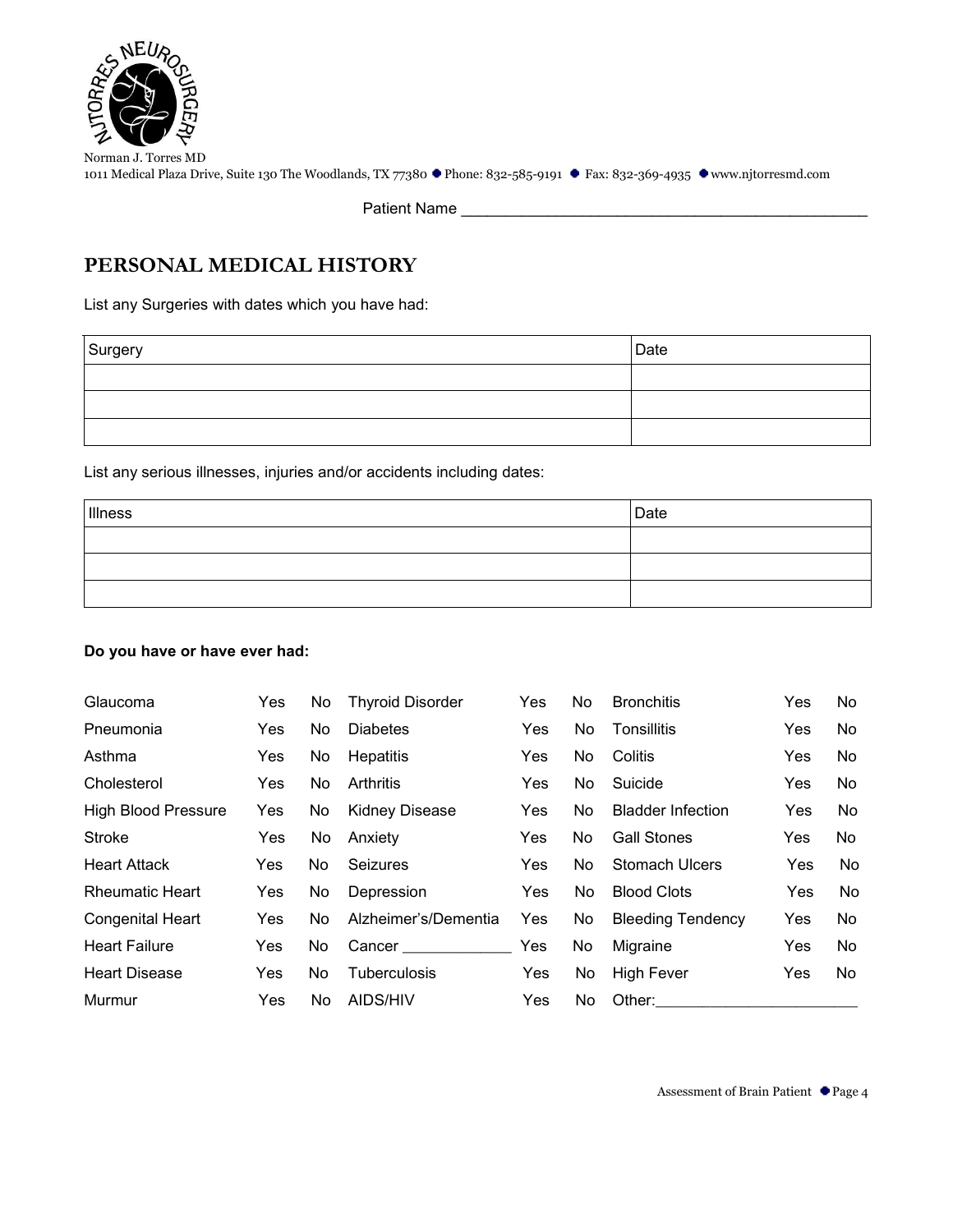Norman J. Torres MD
1011 Medical Plaza Drive, Suite 130 The Woodlands, TX 77380 • Phone: 832-585-9191 • Fax: 832-369-4935 • www.njtorresmd.com

Patient Name _______________________________________________

## PERSONAL MEDICAL HISTORY

List any Surgeries with dates which you have had:

| Surgery | Date |
|---|---|
| | |
| | |
| | |

List any serious illnesses, injuries and/or accidents including dates:

| Illness | Date |
|---|---|
| | |
| | |
| | |

**Do you have or have ever had:**

| | | | | | | | | |
|---|---|---|---|---|---|---|---|---|
| Glaucoma | Yes | No | Thyroid Disorder | Yes | No | Bronchitis | Yes | No |
| Pneumonia | Yes | No | Diabetes | Yes | No | Tonsillitis | Yes | No |
| Asthma | Yes | No | Hepatitis | Yes | No | Colitis | Yes | No |
| Cholesterol | Yes | No | Arthritis | Yes | No | Suicide | Yes | No |
| High Blood Pressure | Yes | No | Kidney Disease | Yes | No | Bladder Infection | Yes | No |
| Stroke | Yes | No | Anxiety | Yes | No | Gall Stones | Yes | No |
| Heart Attack | Yes | No | Seizures | Yes | No | Stomach Ulcers | Yes | No |
| Rheumatic Heart | Yes | No | Depression | Yes | No | Blood Clots | Yes | No |
| Congenital Heart | Yes | No | Alzheimer's/Dementia | Yes | No | Bleeding Tendency | Yes | No |
| Heart Failure | Yes | No | Cancer ____________ | Yes | No | Migraine | Yes | No |
| Heart Disease | Yes | No | Tuberculosis | Yes | No | High Fever | Yes | No |
| Murmur | Yes | No | AIDS/HIV | Yes | No | Other:______________________ | | |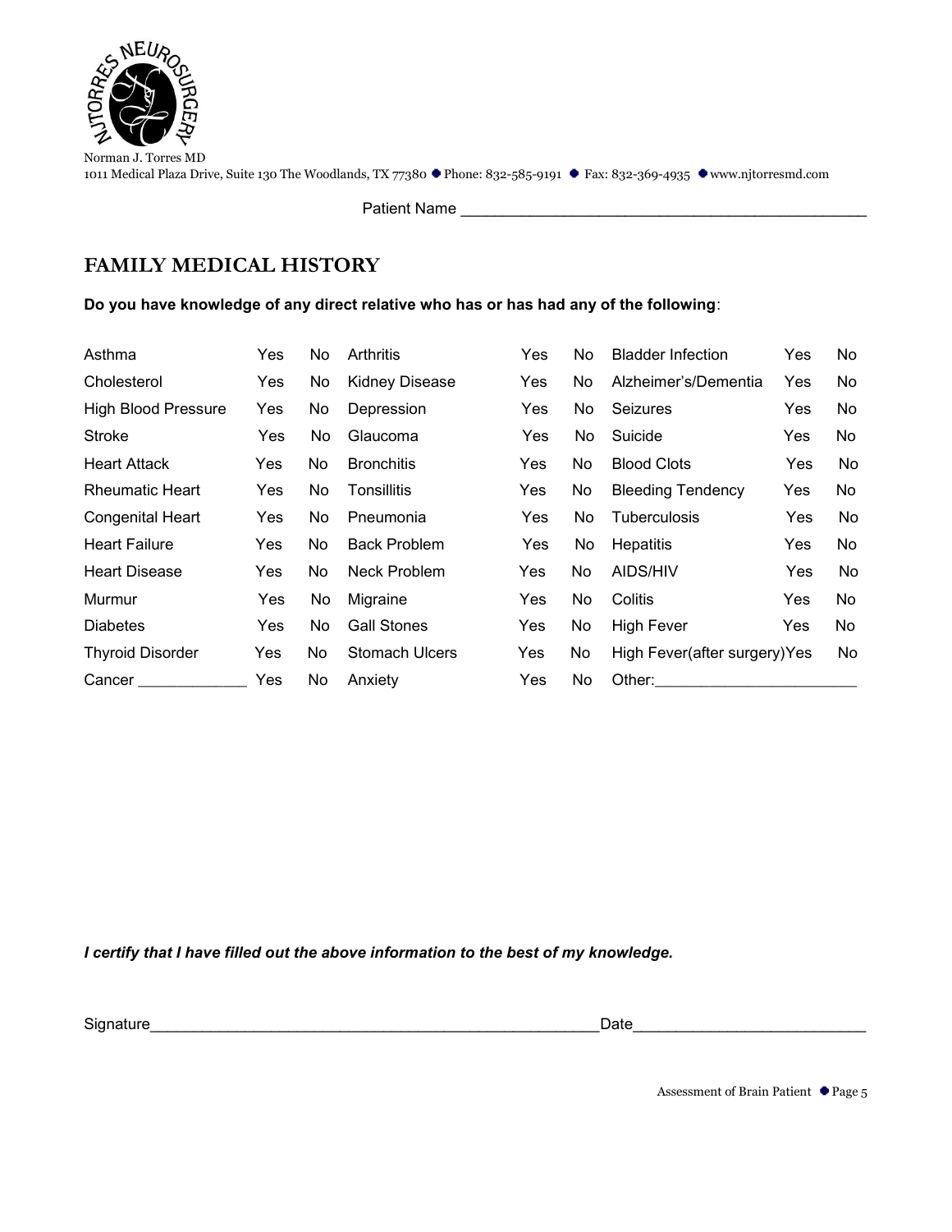Norman J. Torres MD
1011 Medical Plaza Drive, Suite 130 The Woodlands, TX 77380 ● Phone: 832-585-9191 ● Fax: 832-369-4935 ● www.njtorresmd.com

Patient Name ___________________________________________

## FAMILY MEDICAL HISTORY

**Do you have knowledge of any direct relative who has or has had any of the following**:

| | | | | | | | | |
|---|---|---|---|---|---|---|---|---|
| Asthma | Yes | No | Arthritis | Yes | No | Bladder Infection | Yes | No |
| Cholesterol | Yes | No | Kidney Disease | Yes | No | Alzheimer's/Dementia | Yes | No |
| High Blood Pressure | Yes | No | Depression | Yes | No | Seizures | Yes | No |
| Stroke | Yes | No | Glaucoma | Yes | No | Suicide | Yes | No |
| Heart Attack | Yes | No | Bronchitis | Yes | No | Blood Clots | Yes | No |
| Rheumatic Heart | Yes | No | Tonsillitis | Yes | No | Bleeding Tendency | Yes | No |
| Congenital Heart | Yes | No | Pneumonia | Yes | No | Tuberculosis | Yes | No |
| Heart Failure | Yes | No | Back Problem | Yes | No | Hepatitis | Yes | No |
| Heart Disease | Yes | No | Neck Problem | Yes | No | AIDS/HIV | Yes | No |
| Murmur | Yes | No | Migraine | Yes | No | Colitis | Yes | No |
| Diabetes | Yes | No | Gall Stones | Yes | No | High Fever | Yes | No |
| Thyroid Disorder | Yes | No | Stomach Ulcers | Yes | No | High Fever(after surgery) | Yes | No |
| Cancer ____________ | Yes | No | Anxiety | Yes | No | Other:______________________ | | |

***I certify that I have filled out the above information to the best of my knowledge.***

Signature__________________________________________________Date_________________________